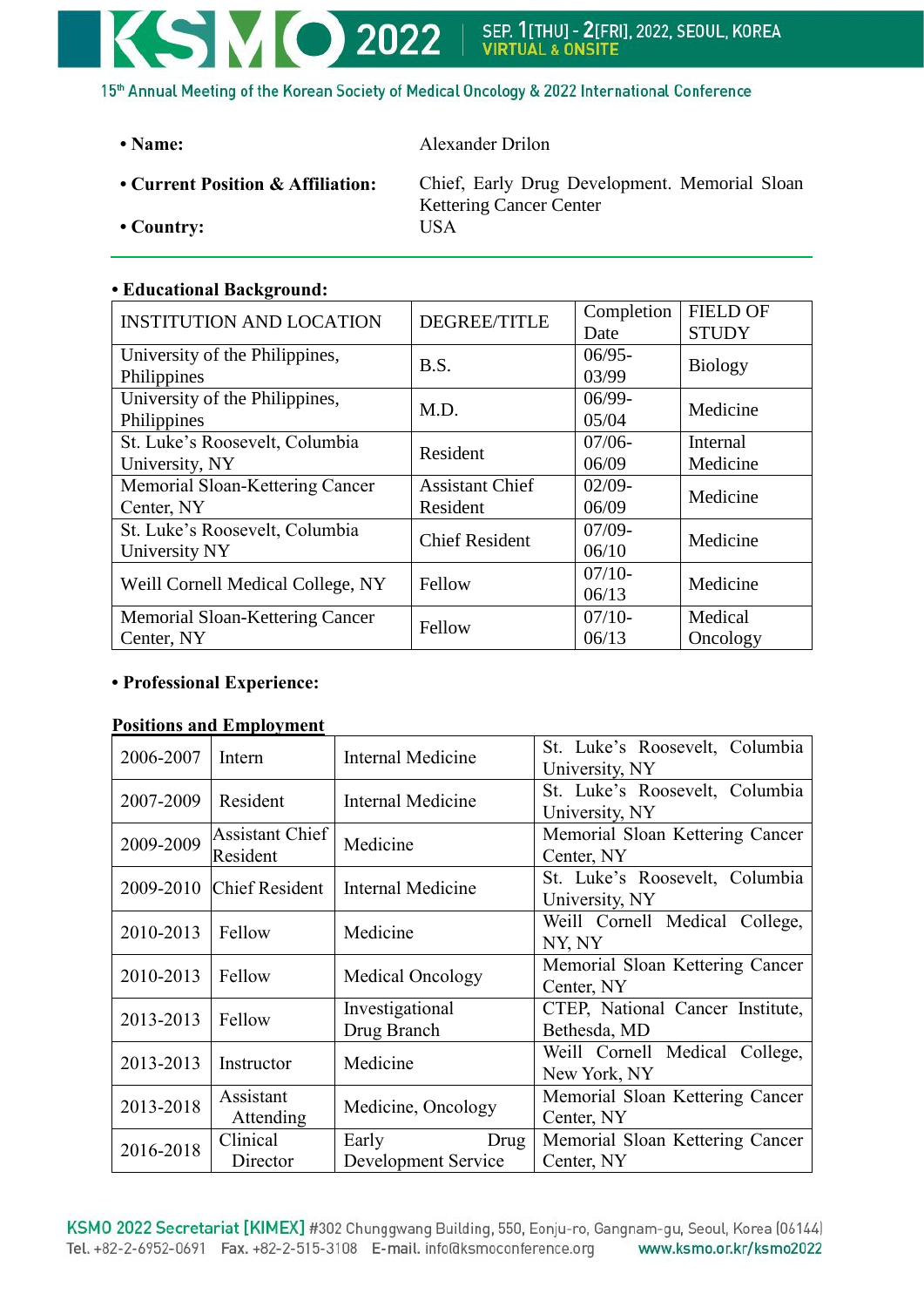- **Name:** Alexander Drilon
- **Current Position & Affiliation:** Chief, Early Drug Development. Memorial Sloan Kettering Cancer Center
- **Country:** USA

---

- **Educational Background:**

| INSTITUTION AND LOCATION | DEGREE/TITLE | Completion Date | FIELD OF STUDY |
|---|---|---|---|
| University of the Philippines, Philippines | B.S. | 06/95-03/99 | Biology |
| University of the Philippines, Philippines | M.D. | 06/99-05/04 | Medicine |
| St. Luke's Roosevelt, Columbia University, NY | Resident | 07/06-06/09 | Internal Medicine |
| Memorial Sloan-Kettering Cancer Center, NY | Assistant Chief Resident | 02/09-06/09 | Medicine |
| St. Luke's Roosevelt, Columbia University NY | Chief Resident | 07/09-06/10 | Medicine |
| Weill Cornell Medical College, NY | Fellow | 07/10-06/13 | Medicine |
| Memorial Sloan-Kettering Cancer Center, NY | Fellow | 07/10-06/13 | Medical Oncology |

- **Professional Experience:**

**Positions and Employment**

| | | | |
|---|---|---|---|
| 2006-2007 | Intern | Internal Medicine | St. Luke's Roosevelt, Columbia University, NY |
| 2007-2009 | Resident | Internal Medicine | St. Luke's Roosevelt, Columbia University, NY |
| 2009-2009 | Assistant Chief Resident | Medicine | Memorial Sloan Kettering Cancer Center, NY |
| 2009-2010 | Chief Resident | Internal Medicine | St. Luke's Roosevelt, Columbia University, NY |
| 2010-2013 | Fellow | Medicine | Weill Cornell Medical College, NY, NY |
| 2010-2013 | Fellow | Medical Oncology | Memorial Sloan Kettering Cancer Center, NY |
| 2013-2013 | Fellow | Investigational Drug Branch | CTEP, National Cancer Institute, Bethesda, MD |
| 2013-2013 | Instructor | Medicine | Weill Cornell Medical College, New York, NY |
| 2013-2018 | Assistant Attending | Medicine, Oncology | Memorial Sloan Kettering Cancer Center, NY |
| 2016-2018 | Clinical Director | Early Drug Development Service | Memorial Sloan Kettering Cancer Center, NY |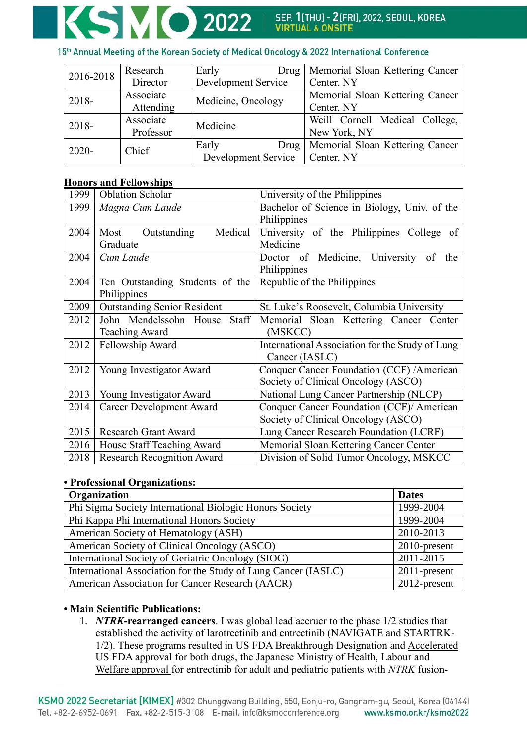| 2016-2018 | Research Director | Early Drug Development Service | Memorial Sloan Kettering Cancer Center, NY |
|---|---|---|---|
| 2018- | Associate Attending | Medicine, Oncology | Memorial Sloan Kettering Cancer Center, NY |
| 2018- | Associate Professor | Medicine | Weill Cornell Medical College, New York, NY |
| 2020- | Chief | Early Drug Development Service | Memorial Sloan Kettering Cancer Center, NY |

**Honors and Fellowships**

| 1999 | Oblation Scholar | University of the Philippines |
|---|---|---|
| 1999 | *Magna Cum Laude* | Bachelor of Science in Biology, Univ. of the Philippines |
| 2004 | Most Outstanding Medical Graduate | University of the Philippines College of Medicine |
| 2004 | *Cum Laude* | Doctor of Medicine, University of the Philippines |
| 2004 | Ten Outstanding Students of the Philippines | Republic of the Philippines |
| 2009 | Outstanding Senior Resident | St. Luke's Roosevelt, Columbia University |
| 2012 | John Mendelssohn House Staff Teaching Award | Memorial Sloan Kettering Cancer Center (MSKCC) |
| 2012 | Fellowship Award | International Association for the Study of Lung Cancer (IASLC) |
| 2012 | Young Investigator Award | Conquer Cancer Foundation (CCF) /American Society of Clinical Oncology (ASCO) |
| 2013 | Young Investigator Award | National Lung Cancer Partnership (NLCP) |
| 2014 | Career Development Award | Conquer Cancer Foundation (CCF)/ American Society of Clinical Oncology (ASCO) |
| 2015 | Research Grant Award | Lung Cancer Research Foundation (LCRF) |
| 2016 | House Staff Teaching Award | Memorial Sloan Kettering Cancer Center |
| 2018 | Research Recognition Award | Division of Solid Tumor Oncology, MSKCC |

**• Professional Organizations:**

| Organization | Dates |
|---|---|
| Phi Sigma Society International Biologic Honors Society | 1999-2004 |
| Phi Kappa Phi International Honors Society | 1999-2004 |
| American Society of Hematology (ASH) | 2010-2013 |
| American Society of Clinical Oncology (ASCO) | 2010-present |
| International Society of Geriatric Oncology (SIOG) | 2011-2015 |
| International Association for the Study of Lung Cancer (IASLC) | 2011-present |
| American Association for Cancer Research (AACR) | 2012-present |

**• Main Scientific Publications:**

1. ***NTRK*-rearranged cancers**. I was global lead accruer to the phase 1/2 studies that established the activity of larotrectinib and entrectinib (NAVIGATE and STARTRK-1/2). These programs resulted in US FDA Breakthrough Designation and Accelerated US FDA approval for both drugs, the Japanese Ministry of Health, Labour and Welfare approval for entrectinib for adult and pediatric patients with *NTRK* fusion-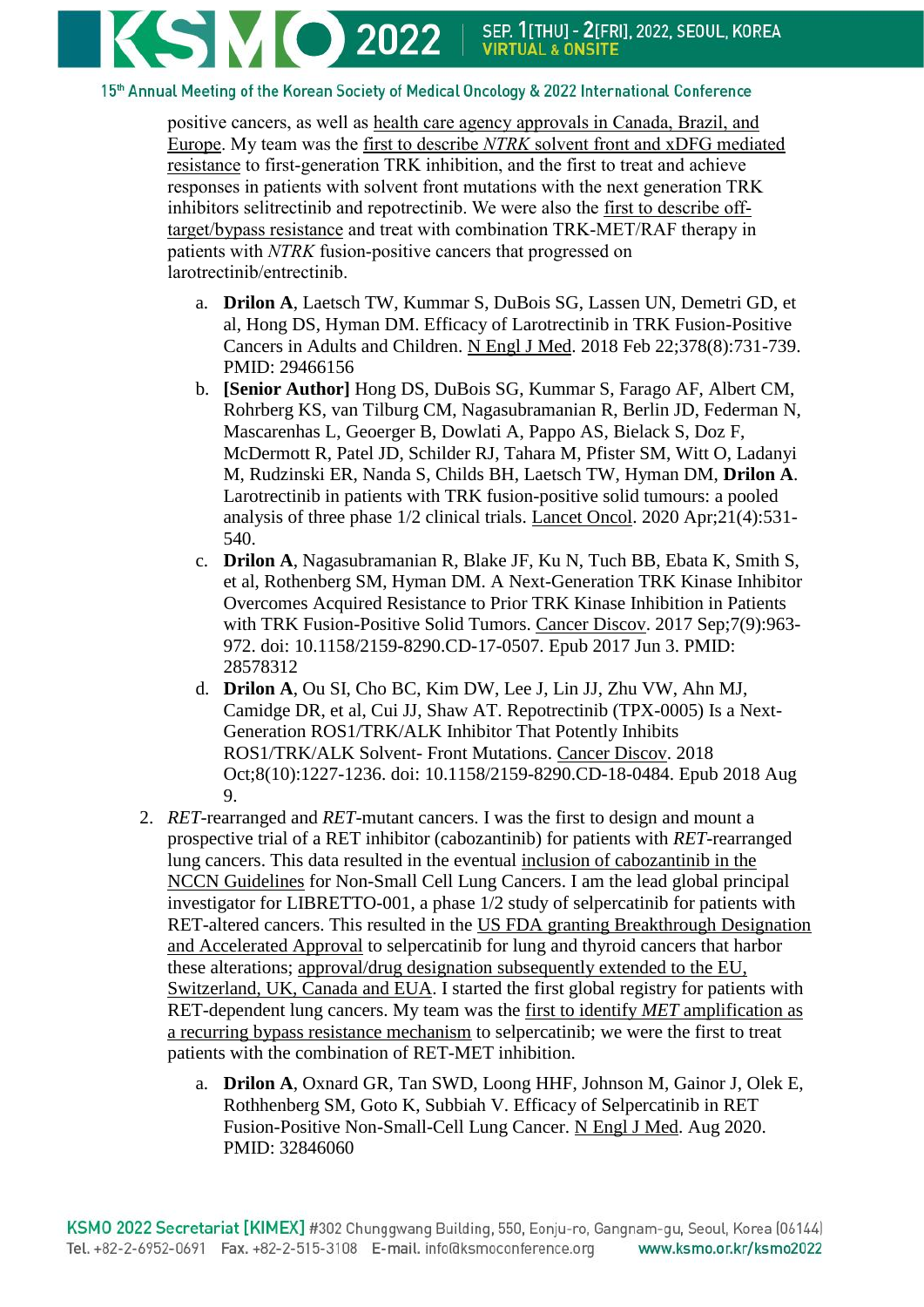positive cancers, as well as health care agency approvals in Canada, Brazil, and Europe. My team was the first to describe *NTRK* solvent front and xDFG mediated resistance to first-generation TRK inhibition, and the first to treat and achieve responses in patients with solvent front mutations with the next generation TRK inhibitors selitrectinib and repotrectinib. We were also the first to describe off-target/bypass resistance and treat with combination TRK-MET/RAF therapy in patients with *NTRK* fusion-positive cancers that progressed on larotrectinib/entrectinib.

   a. **Drilon A**, Laetsch TW, Kummar S, DuBois SG, Lassen UN, Demetri GD, et al, Hong DS, Hyman DM. Efficacy of Larotrectinib in TRK Fusion-Positive Cancers in Adults and Children. N Engl J Med. 2018 Feb 22;378(8):731-739. PMID: 29466156
   b. **[Senior Author]** Hong DS, DuBois SG, Kummar S, Farago AF, Albert CM, Rohrberg KS, van Tilburg CM, Nagasubramanian R, Berlin JD, Federman N, Mascarenhas L, Geoerger B, Dowlati A, Pappo AS, Bielack S, Doz F, McDermott R, Patel JD, Schilder RJ, Tahara M, Pfister SM, Witt O, Ladanyi M, Rudzinski ER, Nanda S, Childs BH, Laetsch TW, Hyman DM, **Drilon A**. Larotrectinib in patients with TRK fusion-positive solid tumours: a pooled analysis of three phase 1/2 clinical trials. Lancet Oncol. 2020 Apr;21(4):531-540.
   c. **Drilon A**, Nagasubramanian R, Blake JF, Ku N, Tuch BB, Ebata K, Smith S, et al, Rothenberg SM, Hyman DM. A Next-Generation TRK Kinase Inhibitor Overcomes Acquired Resistance to Prior TRK Kinase Inhibition in Patients with TRK Fusion-Positive Solid Tumors. Cancer Discov. 2017 Sep;7(9):963-972. doi: 10.1158/2159-8290.CD-17-0507. Epub 2017 Jun 3. PMID: 28578312
   d. **Drilon A**, Ou SI, Cho BC, Kim DW, Lee J, Lin JJ, Zhu VW, Ahn MJ, Camidge DR, et al, Cui JJ, Shaw AT. Repotrectinib (TPX-0005) Is a Next-Generation ROS1/TRK/ALK Inhibitor That Potently Inhibits ROS1/TRK/ALK Solvent- Front Mutations. Cancer Discov. 2018 Oct;8(10):1227-1236. doi: 10.1158/2159-8290.CD-18-0484. Epub 2018 Aug 9.

2. *RET*-rearranged and *RET*-mutant cancers. I was the first to design and mount a prospective trial of a RET inhibitor (cabozantinib) for patients with *RET*-rearranged lung cancers. This data resulted in the eventual inclusion of cabozantinib in the NCCN Guidelines for Non-Small Cell Lung Cancers. I am the lead global principal investigator for LIBRETTO-001, a phase 1/2 study of selpercatinib for patients with RET-altered cancers. This resulted in the US FDA granting Breakthrough Designation and Accelerated Approval to selpercatinib for lung and thyroid cancers that harbor these alterations; approval/drug designation subsequently extended to the EU, Switzerland, UK, Canada and EUA. I started the first global registry for patients with RET-dependent lung cancers. My team was the first to identify *MET* amplification as a recurring bypass resistance mechanism to selpercatinib; we were the first to treat patients with the combination of RET-MET inhibition.

   a. **Drilon A**, Oxnard GR, Tan SWD, Loong HHF, Johnson M, Gainor J, Olek E, Rothhenberg SM, Goto K, Subbiah V. Efficacy of Selpercatinib in RET Fusion-Positive Non-Small-Cell Lung Cancer. N Engl J Med. Aug 2020. PMID: 32846060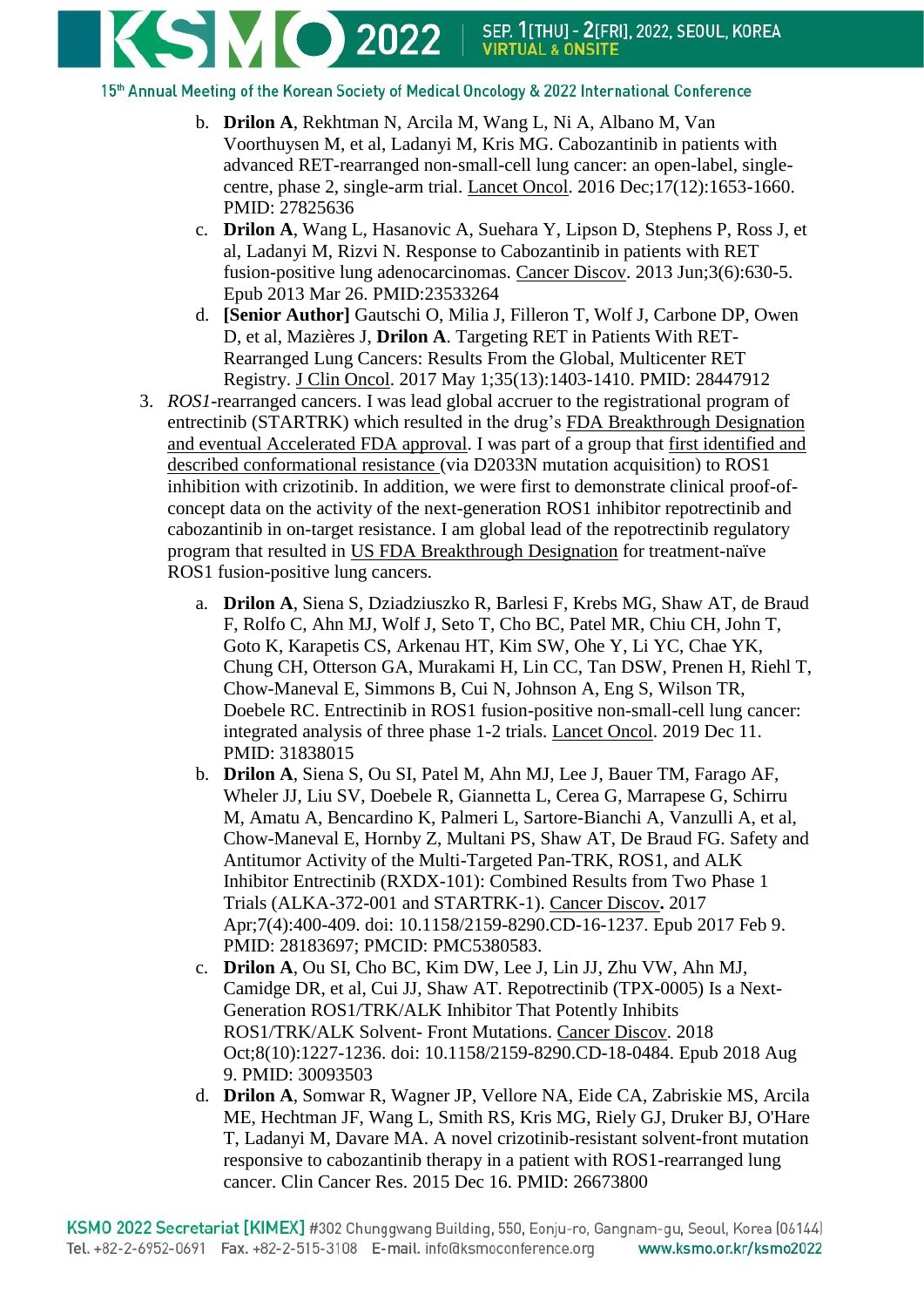b. **Drilon A**, Rekhtman N, Arcila M, Wang L, Ni A, Albano M, Van Voorthuysen M, et al, Ladanyi M, Kris MG. Cabozantinib in patients with advanced RET-rearranged non-small-cell lung cancer: an open-label, single-centre, phase 2, single-arm trial. Lancet Oncol. 2016 Dec;17(12):1653-1660. PMID: 27825636

c. **Drilon A**, Wang L, Hasanovic A, Suehara Y, Lipson D, Stephens P, Ross J, et al, Ladanyi M, Rizvi N. Response to Cabozantinib in patients with RET fusion-positive lung adenocarcinomas. Cancer Discov. 2013 Jun;3(6):630-5. Epub 2013 Mar 26. PMID:23533264

d. **[Senior Author]** Gautschi O, Milia J, Filleron T, Wolf J, Carbone DP, Owen D, et al, Mazières J, **Drilon A**. Targeting RET in Patients With RET-Rearranged Lung Cancers: Results From the Global, Multicenter RET Registry. J Clin Oncol. 2017 May 1;35(13):1403-1410. PMID: 28447912

3. *ROS1*-rearranged cancers. I was lead global accruer to the registrational program of entrectinib (STARTRK) which resulted in the drug's FDA Breakthrough Designation and eventual Accelerated FDA approval. I was part of a group that first identified and described conformational resistance (via D2033N mutation acquisition) to ROS1 inhibition with crizotinib. In addition, we were first to demonstrate clinical proof-of-concept data on the activity of the next-generation ROS1 inhibitor repotrectinib and cabozantinib in on-target resistance. I am global lead of the repotrectinib regulatory program that resulted in US FDA Breakthrough Designation for treatment-naïve ROS1 fusion-positive lung cancers.

a. **Drilon A**, Siena S, Dziadziuszko R, Barlesi F, Krebs MG, Shaw AT, de Braud F, Rolfo C, Ahn MJ, Wolf J, Seto T, Cho BC, Patel MR, Chiu CH, John T, Goto K, Karapetis CS, Arkenau HT, Kim SW, Ohe Y, Li YC, Chae YK, Chung CH, Otterson GA, Murakami H, Lin CC, Tan DSW, Prenen H, Riehl T, Chow-Maneval E, Simmons B, Cui N, Johnson A, Eng S, Wilson TR, Doebele RC. Entrectinib in ROS1 fusion-positive non-small-cell lung cancer: integrated analysis of three phase 1-2 trials. Lancet Oncol. 2019 Dec 11. PMID: 31838015

b. **Drilon A**, Siena S, Ou SI, Patel M, Ahn MJ, Lee J, Bauer TM, Farago AF, Wheler JJ, Liu SV, Doebele R, Giannetta L, Cerea G, Marrapese G, Schirru M, Amatu A, Bencardino K, Palmeri L, Sartore-Bianchi A, Vanzulli A, et al, Chow-Maneval E, Hornby Z, Multani PS, Shaw AT, De Braud FG. Safety and Antitumor Activity of the Multi-Targeted Pan-TRK, ROS1, and ALK Inhibitor Entrectinib (RXDX-101): Combined Results from Two Phase 1 Trials (ALKA-372-001 and STARTRK-1). Cancer Discov**.** 2017 Apr;7(4):400-409. doi: 10.1158/2159-8290.CD-16-1237. Epub 2017 Feb 9. PMID: 28183697; PMCID: PMC5380583.

c. **Drilon A**, Ou SI, Cho BC, Kim DW, Lee J, Lin JJ, Zhu VW, Ahn MJ, Camidge DR, et al, Cui JJ, Shaw AT. Repotrectinib (TPX-0005) Is a Next-Generation ROS1/TRK/ALK Inhibitor That Potently Inhibits ROS1/TRK/ALK Solvent- Front Mutations. Cancer Discov. 2018 Oct;8(10):1227-1236. doi: 10.1158/2159-8290.CD-18-0484. Epub 2018 Aug 9. PMID: 30093503

d. **Drilon A**, Somwar R, Wagner JP, Vellore NA, Eide CA, Zabriskie MS, Arcila ME, Hechtman JF, Wang L, Smith RS, Kris MG, Riely GJ, Druker BJ, O'Hare T, Ladanyi M, Davare MA. A novel crizotinib-resistant solvent-front mutation responsive to cabozantinib therapy in a patient with ROS1-rearranged lung cancer. Clin Cancer Res. 2015 Dec 16. PMID: 26673800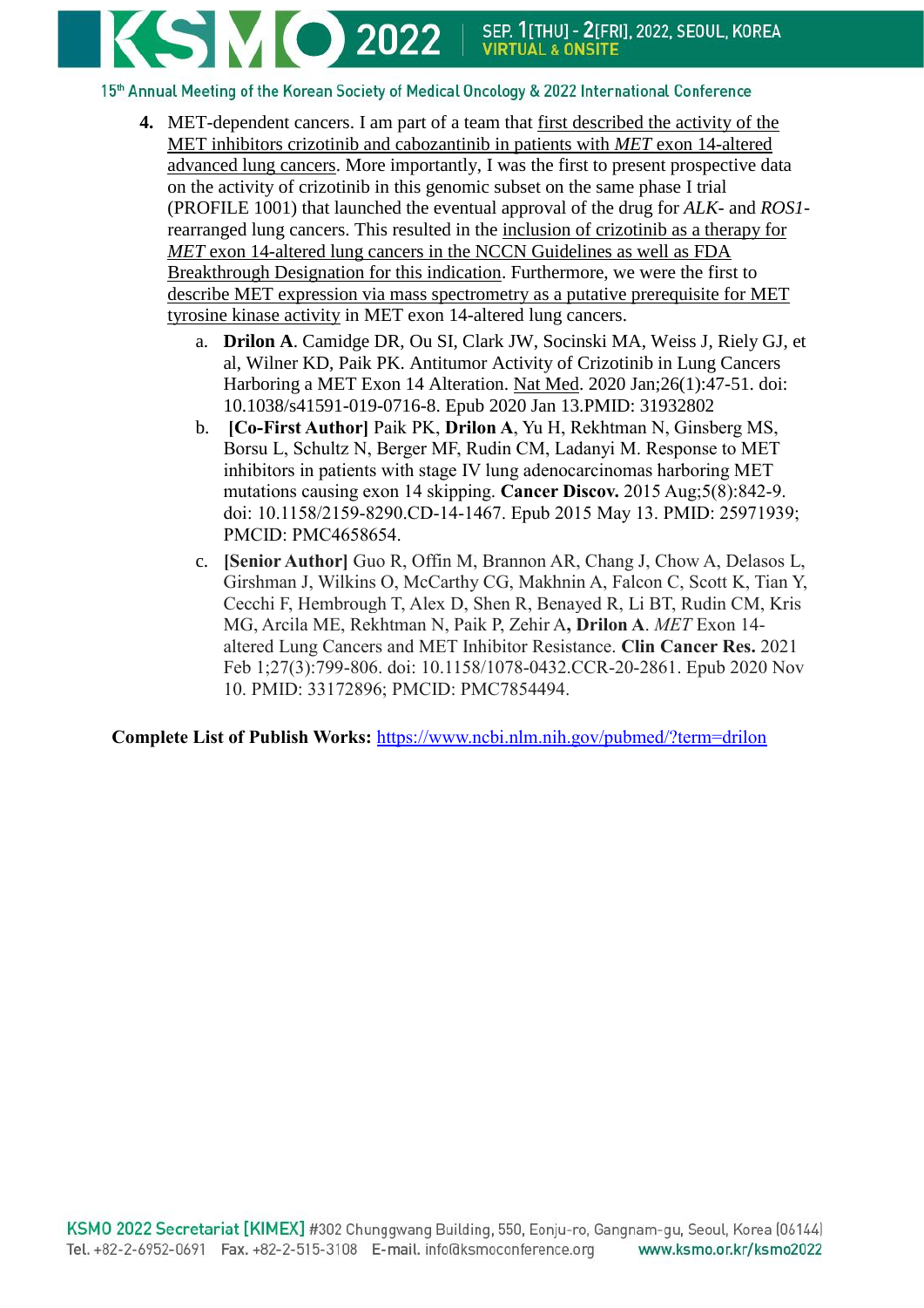4. MET-dependent cancers. I am part of a team that first described the activity of the MET inhibitors crizotinib and cabozantinib in patients with *MET* exon 14-altered advanced lung cancers. More importantly, I was the first to present prospective data on the activity of crizotinib in this genomic subset on the same phase I trial (PROFILE 1001) that launched the eventual approval of the drug for *ALK*- and *ROS1*-rearranged lung cancers. This resulted in the inclusion of crizotinib as a therapy for *MET* exon 14-altered lung cancers in the NCCN Guidelines as well as FDA Breakthrough Designation for this indication. Furthermore, we were the first to describe MET expression via mass spectrometry as a putative prerequisite for MET tyrosine kinase activity in MET exon 14-altered lung cancers.
   a. **Drilon A**. Camidge DR, Ou SI, Clark JW, Socinski MA, Weiss J, Riely GJ, et al, Wilner KD, Paik PK. Antitumor Activity of Crizotinib in Lung Cancers Harboring a MET Exon 14 Alteration. Nat Med. 2020 Jan;26(1):47-51. doi: 10.1038/s41591-019-0716-8. Epub 2020 Jan 13.PMID: 31932802
   b. **[Co-First Author]** Paik PK, **Drilon A**, Yu H, Rekhtman N, Ginsberg MS, Borsu L, Schultz N, Berger MF, Rudin CM, Ladanyi M. Response to MET inhibitors in patients with stage IV lung adenocarcinomas harboring MET mutations causing exon 14 skipping. **Cancer Discov.** 2015 Aug;5(8):842-9. doi: 10.1158/2159-8290.CD-14-1467. Epub 2015 May 13. PMID: 25971939; PMCID: PMC4658654.
   c. **[Senior Author]** Guo R, Offin M, Brannon AR, Chang J, Chow A, Delasos L, Girshman J, Wilkins O, McCarthy CG, Makhnin A, Falcon C, Scott K, Tian Y, Cecchi F, Hembrough T, Alex D, Shen R, Benayed R, Li BT, Rudin CM, Kris MG, Arcila ME, Rekhtman N, Paik P, Zehir A**, Drilon A**. *MET* Exon 14-altered Lung Cancers and MET Inhibitor Resistance. **Clin Cancer Res.** 2021 Feb 1;27(3):799-806. doi: 10.1158/1078-0432.CCR-20-2861. Epub 2020 Nov 10. PMID: 33172896; PMCID: PMC7854494.

**Complete List of Publish Works:** https://www.ncbi.nlm.nih.gov/pubmed/?term=drilon